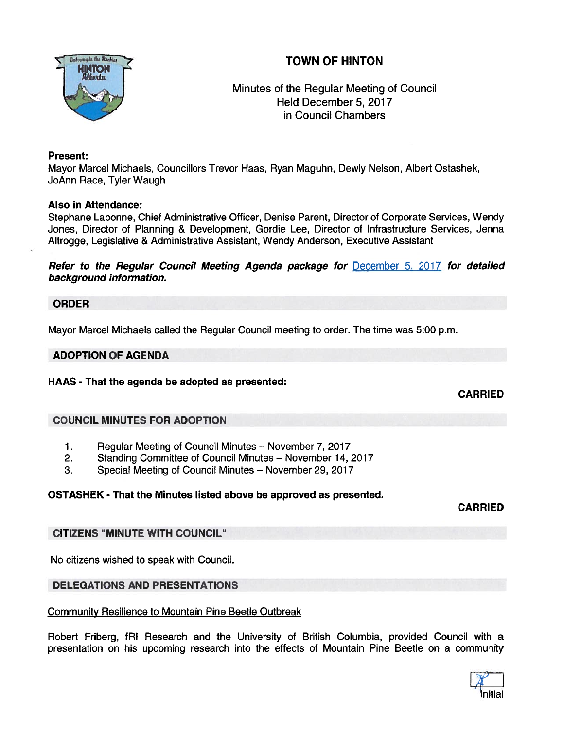# TOWN OF HINTON

Minutes of the Regular Meeting of Council
Held December 5, 2017
in Council Chambers

**Present:**
Mayor Marcel Michaels, Councillors Trevor Haas, Ryan Maguhn, Dewly Nelson, Albert Ostashek, JoAnn Race, Tyler Waugh

**Also in Attendance:**
Stephane Labonne, Chief Administrative Officer, Denise Parent, Director of Corporate Services, Wendy Jones, Director of Planning & Development, Gordie Lee, Director of Infrastructure Services, Jenna Altrogge, Legislative & Administrative Assistant, Wendy Anderson, Executive Assistant

***Refer to the Regular Council Meeting Agenda package for* December 5, 2017 *for detailed background information.***

## ORDER

Mayor Marcel Michaels called the Regular Council meeting to order. The time was 5:00 p.m.

## ADOPTION OF AGENDA

**HAAS - That the agenda be adopted as presented:**

**CARRIED**

## COUNCIL MINUTES FOR ADOPTION

1. Regular Meeting of Council Minutes – November 7, 2017
2. Standing Committee of Council Minutes – November 14, 2017
3. Special Meeting of Council Minutes – November 29, 2017

**OSTASHEK - That the Minutes listed above be approved as presented.**

**CARRIED**

## CITIZENS "MINUTE WITH COUNCIL"

No citizens wished to speak with Council.

## DELEGATIONS AND PRESENTATIONS

Community Resilience to Mountain Pine Beetle Outbreak

Robert Friberg, fRI Research and the University of British Columbia, provided Council with a presentation on his upcoming research into the effects of Mountain Pine Beetle on a community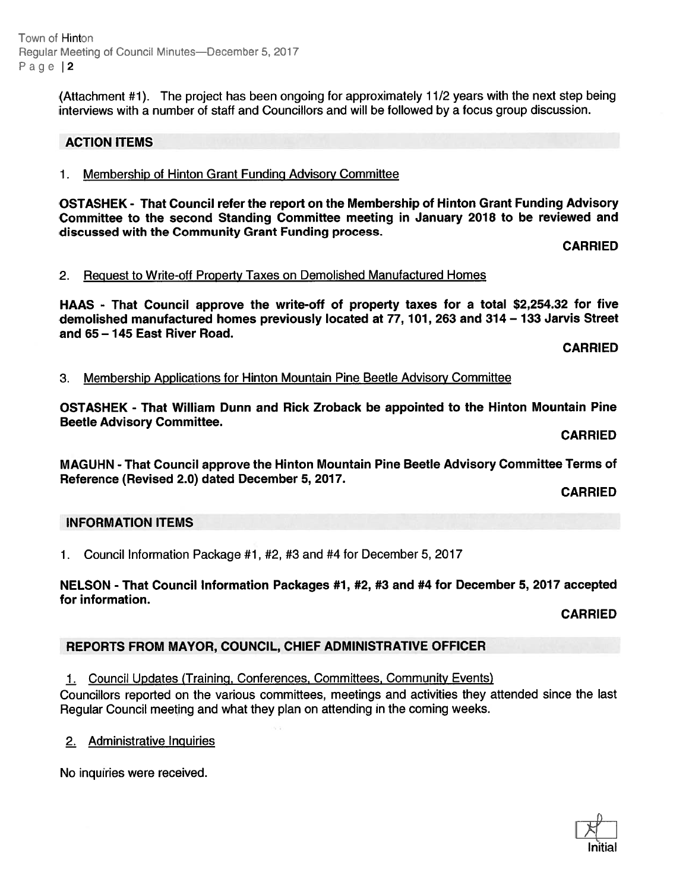(Attachment #1). The project has been ongoing for approximately 11/2 years with the next step being interviews with a number of staff and Councillors and will be followed by a focus group discussion.

## ACTION ITEMS

1. Membership of Hinton Grant Funding Advisory Committee

**OSTASHEK - That Council refer the report on the Membership of Hinton Grant Funding Advisory Committee to the second Standing Committee meeting in January 2018 to be reviewed and discussed with the Community Grant Funding process.**

**CARRIED**

2. Request to Write-off Property Taxes on Demolished Manufactured Homes

**HAAS - That Council approve the write-off of property taxes for a total $2,254.32 for five demolished manufactured homes previously located at 77, 101, 263 and 314 – 133 Jarvis Street and 65 – 145 East River Road.**

**CARRIED**

3. Membership Applications for Hinton Mountain Pine Beetle Advisory Committee

**OSTASHEK - That William Dunn and Rick Zroback be appointed to the Hinton Mountain Pine Beetle Advisory Committee.**

**CARRIED**

**MAGUHN - That Council approve the Hinton Mountain Pine Beetle Advisory Committee Terms of Reference (Revised 2.0) dated December 5, 2017.**

**CARRIED**

## INFORMATION ITEMS

1. Council Information Package #1, #2, #3 and #4 for December 5, 2017

**NELSON - That Council Information Packages #1, #2, #3 and #4 for December 5, 2017 accepted for information.**

**CARRIED**

## REPORTS FROM MAYOR, COUNCIL, CHIEF ADMINISTRATIVE OFFICER

1. Council Updates (Training, Conferences, Committees, Community Events)

Councillors reported on the various committees, meetings and activities they attended since the last Regular Council meeting and what they plan on attending in the coming weeks.

2. Administrative Inquiries

No inquiries were received.

Initial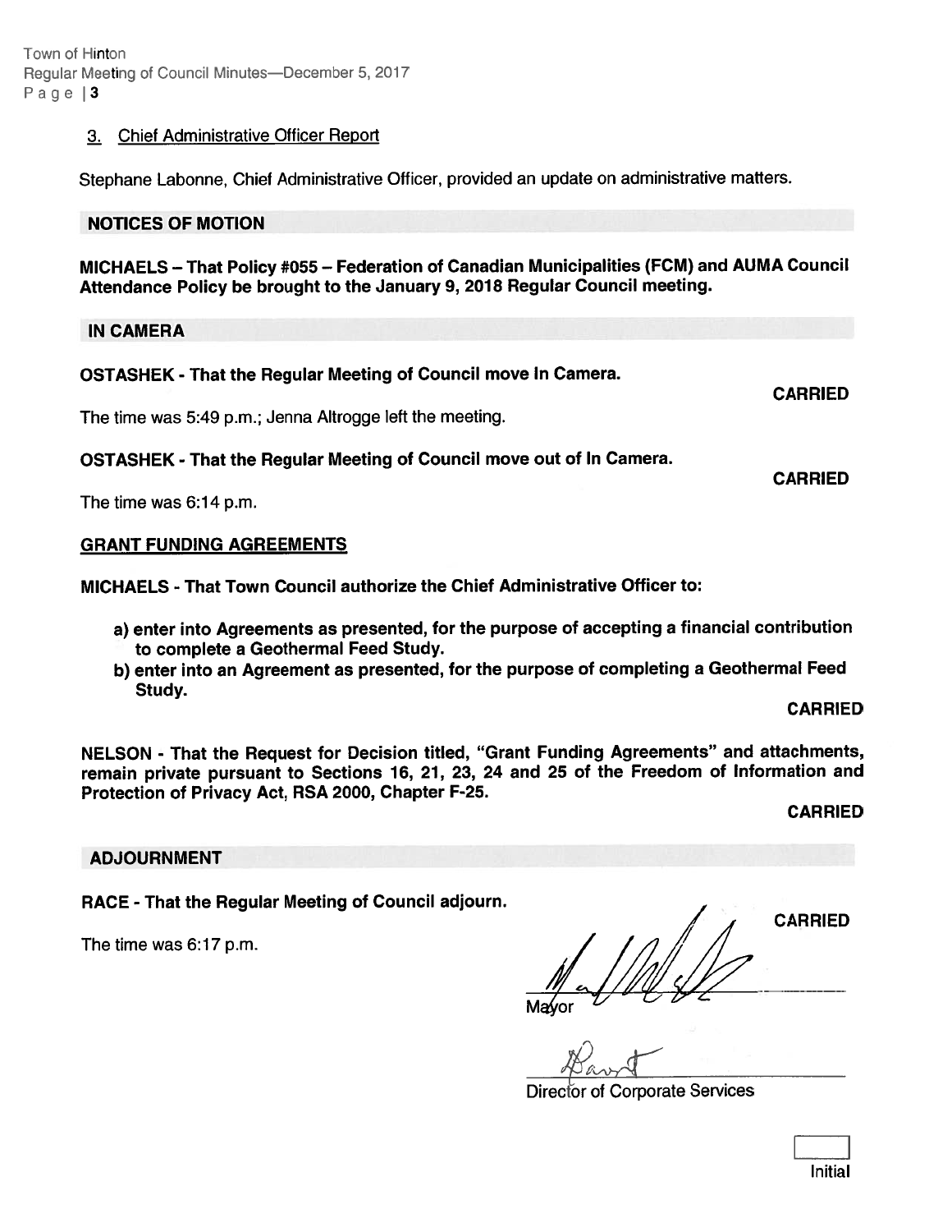3. Chief Administrative Officer Report

Stephane Labonne, Chief Administrative Officer, provided an update on administrative matters.

## NOTICES OF MOTION

**MICHAELS – That Policy #055 – Federation of Canadian Municipalities (FCM) and AUMA Council Attendance Policy be brought to the January 9, 2018 Regular Council meeting.**

## IN CAMERA

**OSTASHEK - That the Regular Meeting of Council move In Camera.**

**CARRIED**

The time was 5:49 p.m.; Jenna Altrogge left the meeting.

**OSTASHEK - That the Regular Meeting of Council move out of In Camera.**

**CARRIED**

The time was 6:14 p.m.

## GRANT FUNDING AGREEMENTS

**MICHAELS - That Town Council authorize the Chief Administrative Officer to:**

**a) enter into Agreements as presented, for the purpose of accepting a financial contribution to complete a Geothermal Feed Study.**
**b) enter into an Agreement as presented, for the purpose of completing a Geothermal Feed Study.**

**CARRIED**

**NELSON - That the Request for Decision titled, "Grant Funding Agreements" and attachments, remain private pursuant to Sections 16, 21, 23, 24 and 25 of the Freedom of Information and Protection of Privacy Act, RSA 2000, Chapter F-25.**

**CARRIED**

## ADJOURNMENT

**RACE - That the Regular Meeting of Council adjourn.**

**CARRIED**

The time was 6:17 p.m.

Mayor

Director of Corporate Services

Initial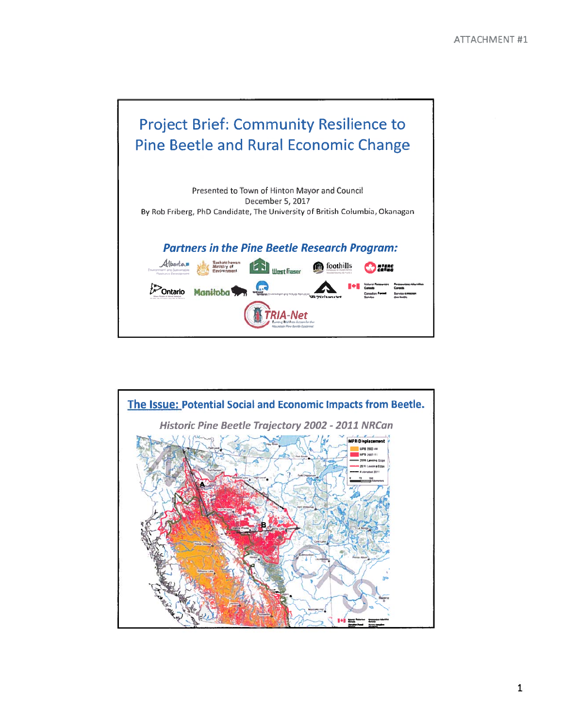## Project Brief: Community Resilience to Pine Beetle and Rural Economic Change

Presented to Town of Hinton Mayor and Council
December 5, 2017
By Rob Friberg, PhD Candidate, The University of British Columbia, Okanagan

### *Partners in the Pine Beetle Research Program:*

## The Issue: Potential Social and Economic Impacts from Beetle.

*Historic Pine Beetle Trajectory 2002 - 2011 NRCan*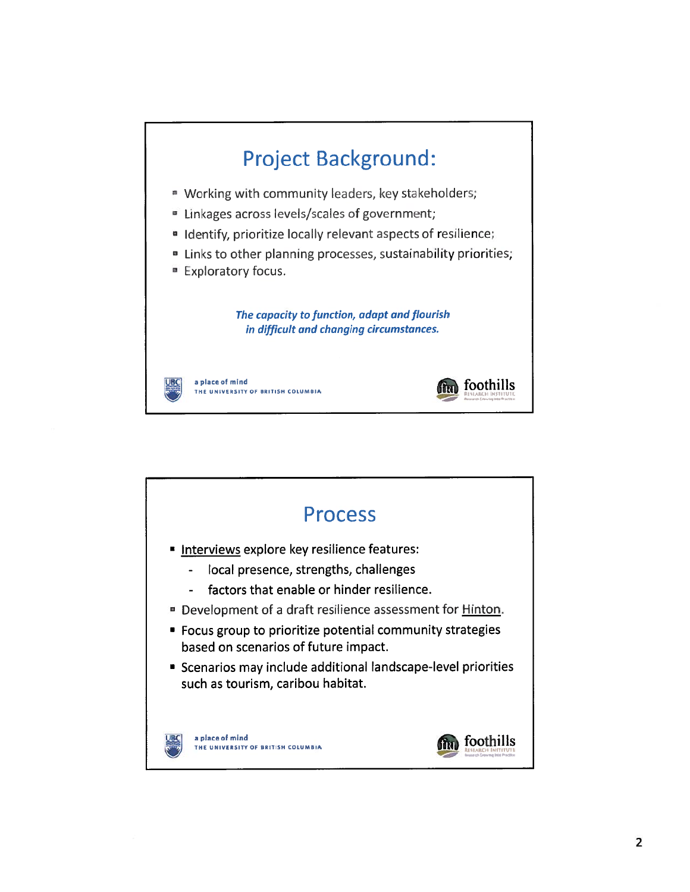## Project Background:

- Working with community leaders, key stakeholders;
- Linkages across levels/scales of government;
- Identify, prioritize locally relevant aspects of resilience;
- Links to other planning processes, sustainability priorities;
- Exploratory focus.

***The capacity to function, adapt and flourish in difficult and changing circumstances.***

a place of mind
THE UNIVERSITY OF BRITISH COLUMBIA

foothills
RESEARCH INSTITUTE

## Process

- Interviews explore key resilience features:
  - local presence, strengths, challenges
  - factors that enable or hinder resilience.
- Development of a draft resilience assessment for Hinton.
- Focus group to prioritize potential community strategies based on scenarios of future impact.
- Scenarios may include additional landscape-level priorities such as tourism, caribou habitat.

a place of mind
THE UNIVERSITY OF BRITISH COLUMBIA

foothills
RESEARCH INSTITUTE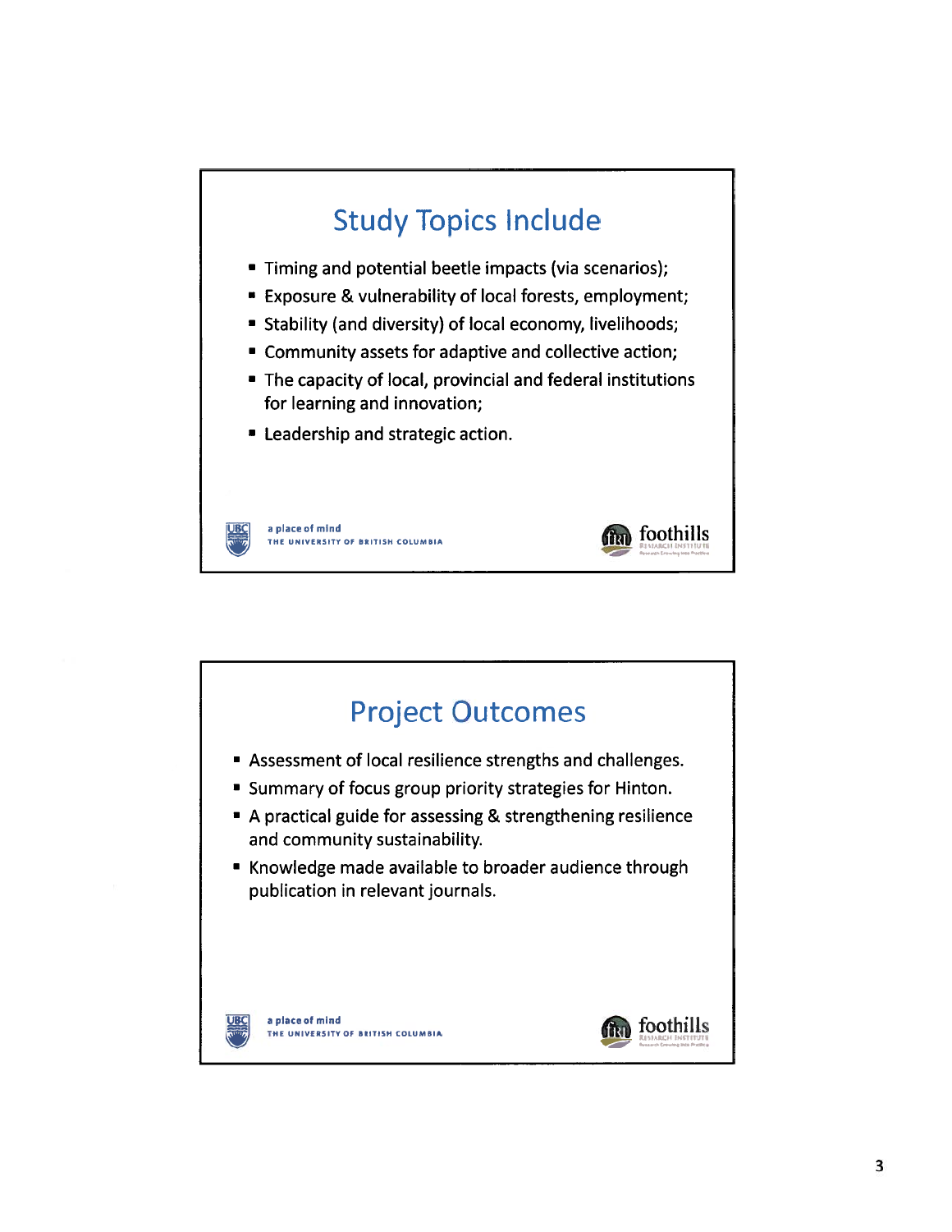## Study Topics Include

- Timing and potential beetle impacts (via scenarios);
- Exposure & vulnerability of local forests, employment;
- Stability (and diversity) of local economy, livelihoods;
- Community assets for adaptive and collective action;
- The capacity of local, provincial and federal institutions for learning and innovation;
- Leadership and strategic action.

a place of mind
THE UNIVERSITY OF BRITISH COLUMBIA

foothills RESEARCH INSTITUTE

## Project Outcomes

- Assessment of local resilience strengths and challenges.
- Summary of focus group priority strategies for Hinton.
- A practical guide for assessing & strengthening resilience and community sustainability.
- Knowledge made available to broader audience through publication in relevant journals.

a place of mind
THE UNIVERSITY OF BRITISH COLUMBIA

foothills RESEARCH INSTITUTE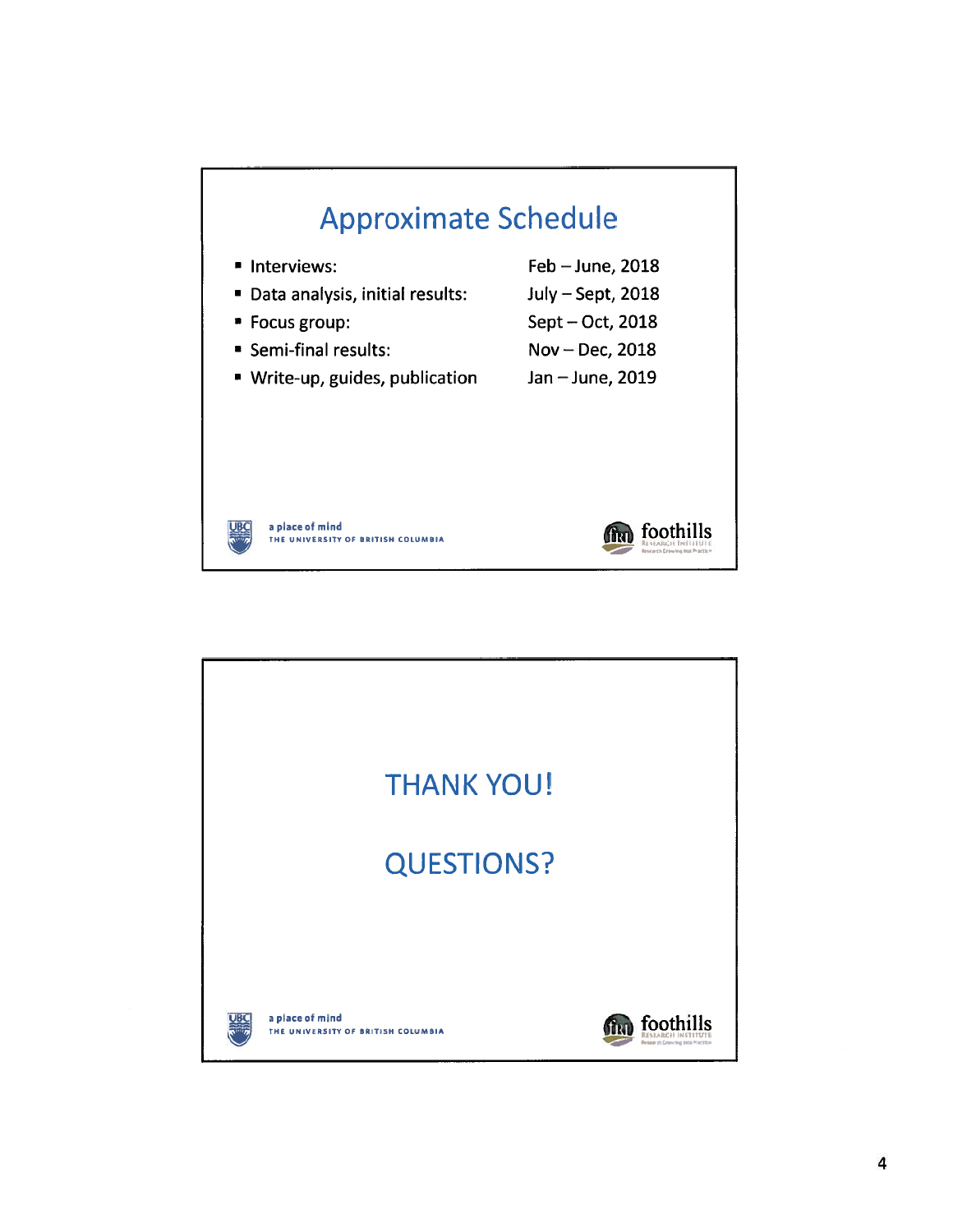# Approximate Schedule

| | |
|---|---|
| Interviews: | Feb – June, 2018 |
| Data analysis, initial results: | July – Sept, 2018 |
| Focus group: | Sept – Oct, 2018 |
| Semi-final results: | Nov – Dec, 2018 |
| Write-up, guides, publication | Jan – June, 2019 |

a place of mind
THE UNIVERSITY OF BRITISH COLUMBIA

foothills
RESEARCH INSTITUTE

# THANK YOU!

# QUESTIONS?

a place of mind
THE UNIVERSITY OF BRITISH COLUMBIA

foothills
RESEARCH INSTITUTE